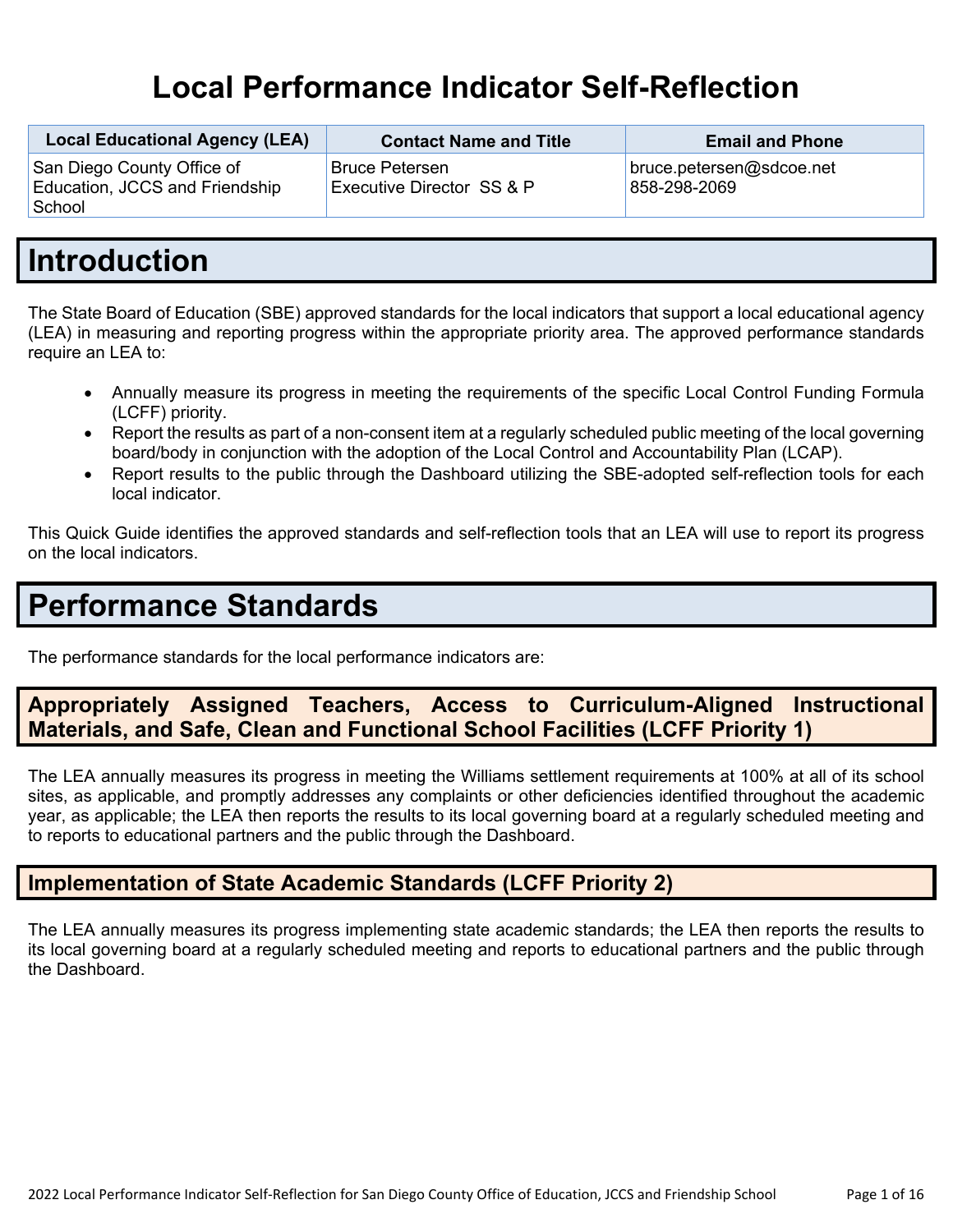# Local Performance Indicator Self-Reflection

| Local Educational Agency (LEA) | Contact Name and Title | Email and Phone |
|---|---|---|
| San Diego County Office of Education, JCCS and Friendship School | Bruce Petersen<br>Executive Director SS & P | bruce.petersen@sdcoe.net<br>858-298-2069 |

# Introduction

The State Board of Education (SBE) approved standards for the local indicators that support a local educational agency (LEA) in measuring and reporting progress within the appropriate priority area. The approved performance standards require an LEA to:

- Annually measure its progress in meeting the requirements of the specific Local Control Funding Formula (LCFF) priority.
- Report the results as part of a non-consent item at a regularly scheduled public meeting of the local governing board/body in conjunction with the adoption of the Local Control and Accountability Plan (LCAP).
- Report results to the public through the Dashboard utilizing the SBE-adopted self-reflection tools for each local indicator.

This Quick Guide identifies the approved standards and self-reflection tools that an LEA will use to report its progress on the local indicators.

# Performance Standards

The performance standards for the local performance indicators are:

## Appropriately Assigned Teachers, Access to Curriculum-Aligned Instructional Materials, and Safe, Clean and Functional School Facilities (LCFF Priority 1)

The LEA annually measures its progress in meeting the Williams settlement requirements at 100% at all of its school sites, as applicable, and promptly addresses any complaints or other deficiencies identified throughout the academic year, as applicable; the LEA then reports the results to its local governing board at a regularly scheduled meeting and to reports to educational partners and the public through the Dashboard.

## Implementation of State Academic Standards (LCFF Priority 2)

The LEA annually measures its progress implementing state academic standards; the LEA then reports the results to its local governing board at a regularly scheduled meeting and reports to educational partners and the public through the Dashboard.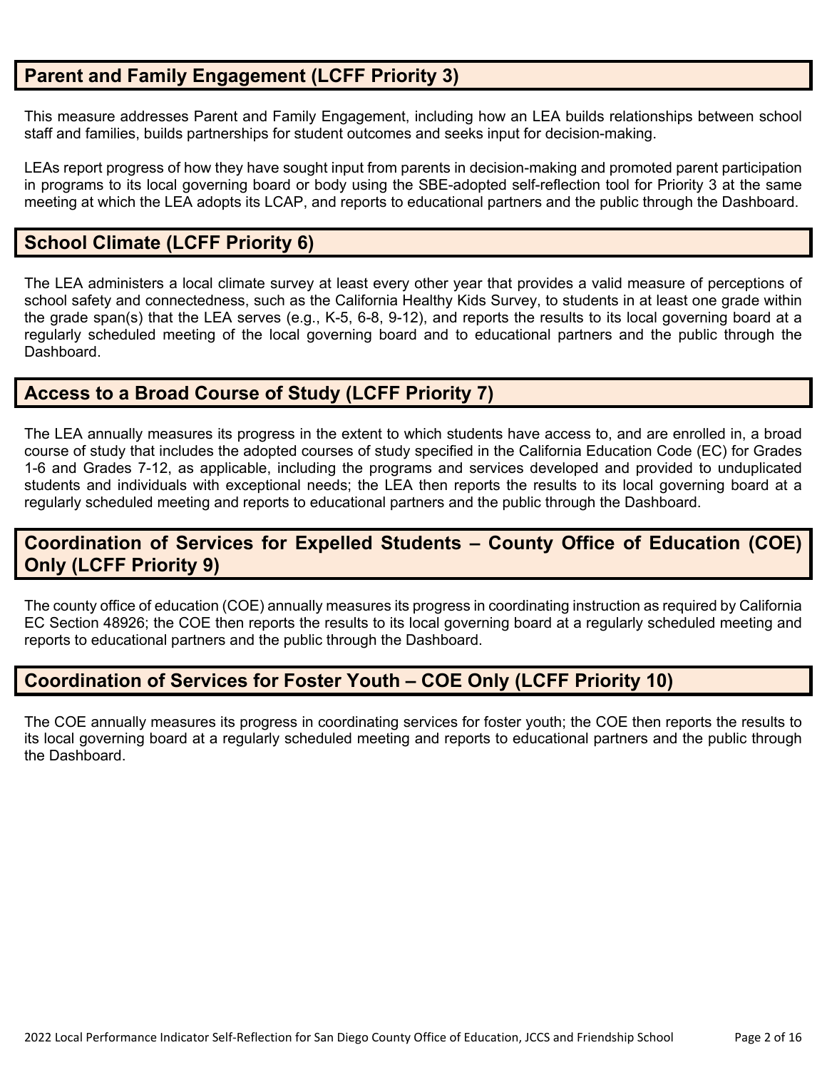## Parent and Family Engagement (LCFF Priority 3)

This measure addresses Parent and Family Engagement, including how an LEA builds relationships between school staff and families, builds partnerships for student outcomes and seeks input for decision-making.

LEAs report progress of how they have sought input from parents in decision-making and promoted parent participation in programs to its local governing board or body using the SBE-adopted self-reflection tool for Priority 3 at the same meeting at which the LEA adopts its LCAP, and reports to educational partners and the public through the Dashboard.

## School Climate (LCFF Priority 6)

The LEA administers a local climate survey at least every other year that provides a valid measure of perceptions of school safety and connectedness, such as the California Healthy Kids Survey, to students in at least one grade within the grade span(s) that the LEA serves (e.g., K-5, 6-8, 9-12), and reports the results to its local governing board at a regularly scheduled meeting of the local governing board and to educational partners and the public through the Dashboard.

## Access to a Broad Course of Study (LCFF Priority 7)

The LEA annually measures its progress in the extent to which students have access to, and are enrolled in, a broad course of study that includes the adopted courses of study specified in the California Education Code (EC) for Grades 1-6 and Grades 7-12, as applicable, including the programs and services developed and provided to unduplicated students and individuals with exceptional needs; the LEA then reports the results to its local governing board at a regularly scheduled meeting and reports to educational partners and the public through the Dashboard.

## Coordination of Services for Expelled Students – County Office of Education (COE) Only (LCFF Priority 9)

The county office of education (COE) annually measures its progress in coordinating instruction as required by California EC Section 48926; the COE then reports the results to its local governing board at a regularly scheduled meeting and reports to educational partners and the public through the Dashboard.

## Coordination of Services for Foster Youth – COE Only (LCFF Priority 10)

The COE annually measures its progress in coordinating services for foster youth; the COE then reports the results to its local governing board at a regularly scheduled meeting and reports to educational partners and the public through the Dashboard.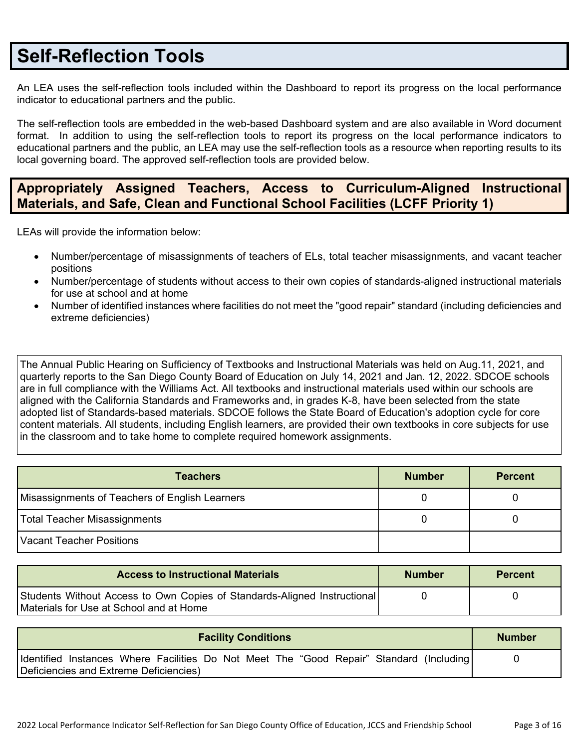# Self-Reflection Tools

An LEA uses the self-reflection tools included within the Dashboard to report its progress on the local performance indicator to educational partners and the public.

The self-reflection tools are embedded in the web-based Dashboard system and are also available in Word document format. In addition to using the self-reflection tools to report its progress on the local performance indicators to educational partners and the public, an LEA may use the self-reflection tools as a resource when reporting results to its local governing board. The approved self-reflection tools are provided below.

## Appropriately Assigned Teachers, Access to Curriculum-Aligned Instructional Materials, and Safe, Clean and Functional School Facilities (LCFF Priority 1)

LEAs will provide the information below:

- Number/percentage of misassignments of teachers of ELs, total teacher misassignments, and vacant teacher positions
- Number/percentage of students without access to their own copies of standards-aligned instructional materials for use at school and at home
- Number of identified instances where facilities do not meet the "good repair" standard (including deficiencies and extreme deficiencies)

The Annual Public Hearing on Sufficiency of Textbooks and Instructional Materials was held on Aug.11, 2021, and quarterly reports to the San Diego County Board of Education on July 14, 2021 and Jan. 12, 2022. SDCOE schools are in full compliance with the Williams Act. All textbooks and instructional materials used within our schools are aligned with the California Standards and Frameworks and, in grades K-8, have been selected from the state adopted list of Standards-based materials. SDCOE follows the State Board of Education's adoption cycle for core content materials. All students, including English learners, are provided their own textbooks in core subjects for use in the classroom and to take home to complete required homework assignments.

| Teachers | Number | Percent |
|---|---|---|
| Misassignments of Teachers of English Learners | 0 | 0 |
| Total Teacher Misassignments | 0 | 0 |
| Vacant Teacher Positions | | |

| Access to Instructional Materials | Number | Percent |
|---|---|---|
| Students Without Access to Own Copies of Standards-Aligned Instructional Materials for Use at School and at Home | 0 | 0 |

| Facility Conditions | Number |
|---|---|
| Identified Instances Where Facilities Do Not Meet The "Good Repair" Standard (Including Deficiencies and Extreme Deficiencies) | 0 |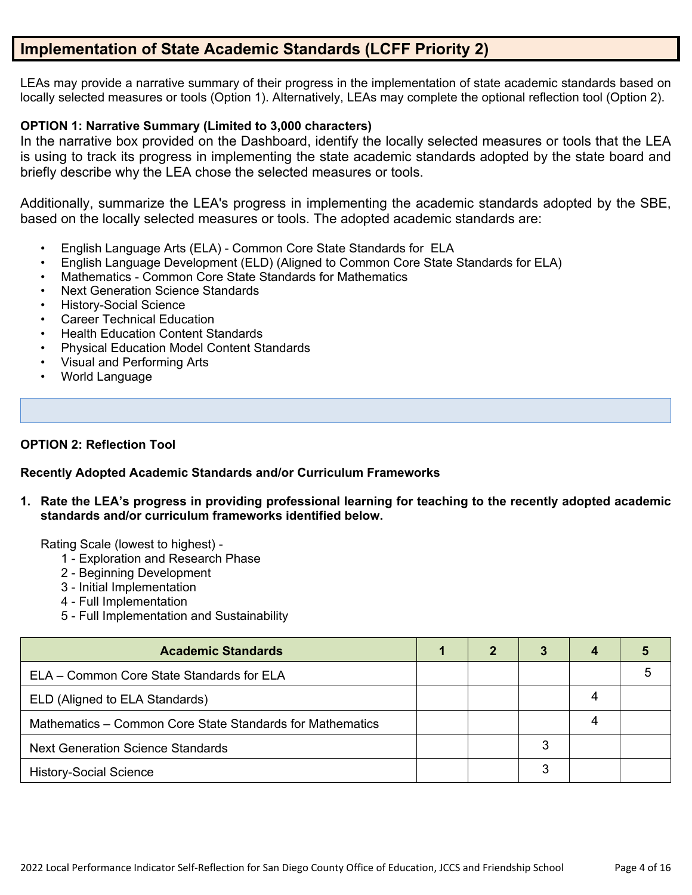## Implementation of State Academic Standards (LCFF Priority 2)

LEAs may provide a narrative summary of their progress in the implementation of state academic standards based on locally selected measures or tools (Option 1). Alternatively, LEAs may complete the optional reflection tool (Option 2).

**OPTION 1: Narrative Summary (Limited to 3,000 characters)**

In the narrative box provided on the Dashboard, identify the locally selected measures or tools that the LEA is using to track its progress in implementing the state academic standards adopted by the state board and briefly describe why the LEA chose the selected measures or tools.

Additionally, summarize the LEA's progress in implementing the academic standards adopted by the SBE, based on the locally selected measures or tools. The adopted academic standards are:

- English Language Arts (ELA) - Common Core State Standards for ELA
- English Language Development (ELD) (Aligned to Common Core State Standards for ELA)
- Mathematics - Common Core State Standards for Mathematics
- Next Generation Science Standards
- History-Social Science
- Career Technical Education
- Health Education Content Standards
- Physical Education Model Content Standards
- Visual and Performing Arts
- World Language

**OPTION 2: Reflection Tool**

**Recently Adopted Academic Standards and/or Curriculum Frameworks**

**1. Rate the LEA's progress in providing professional learning for teaching to the recently adopted academic standards and/or curriculum frameworks identified below.**

Rating Scale (lowest to highest) -
1 - Exploration and Research Phase
2 - Beginning Development
3 - Initial Implementation
4 - Full Implementation
5 - Full Implementation and Sustainability

| Academic Standards | 1 | 2 | 3 | 4 | 5 |
|---|---|---|---|---|---|
| ELA – Common Core State Standards for ELA | | | | | 5 |
| ELD (Aligned to ELA Standards) | | | | 4 | |
| Mathematics – Common Core State Standards for Mathematics | | | | 4 | |
| Next Generation Science Standards | | | 3 | | |
| History-Social Science | | | 3 | | |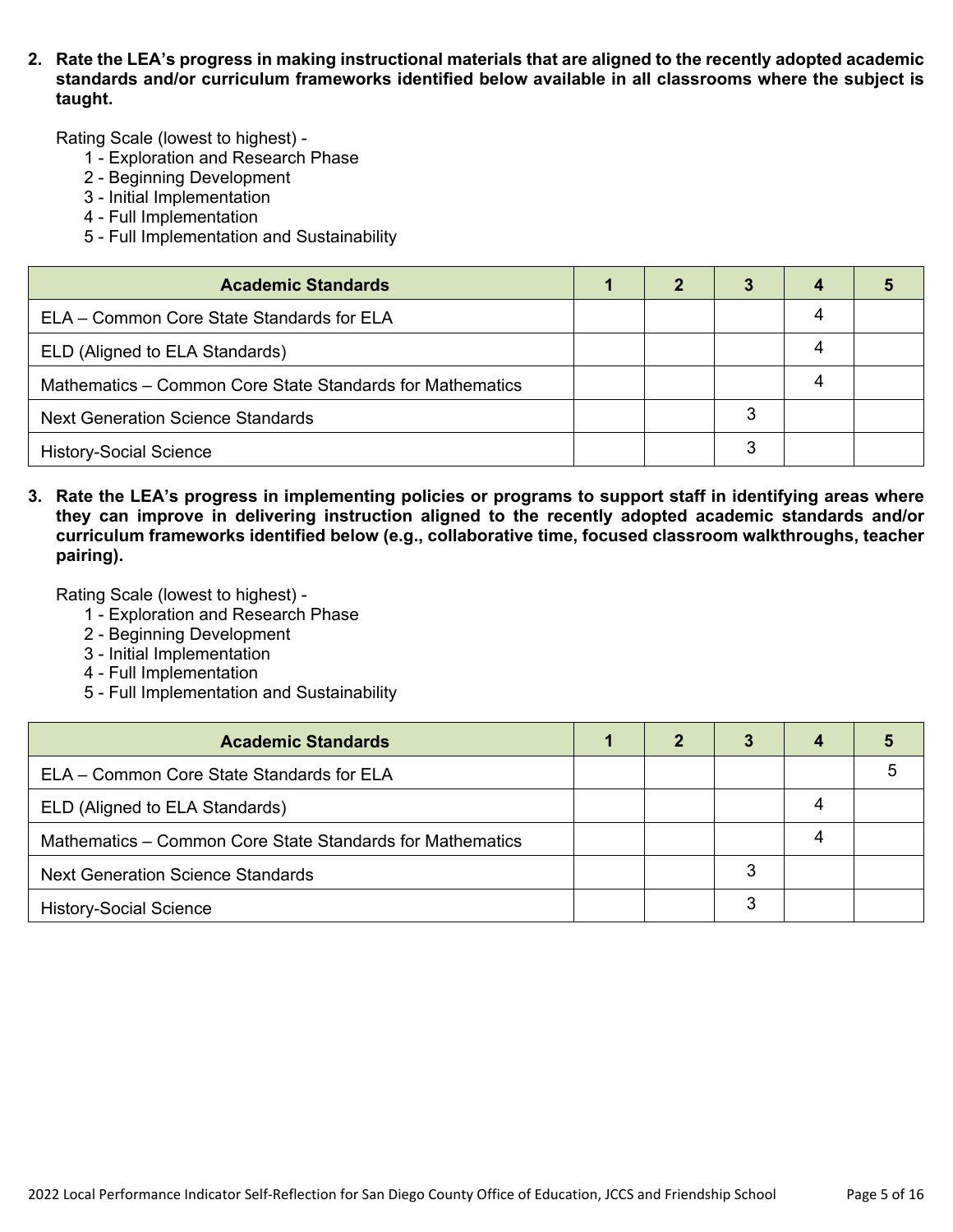**2. Rate the LEA's progress in making instructional materials that are aligned to the recently adopted academic standards and/or curriculum frameworks identified below available in all classrooms where the subject is taught.**

Rating Scale (lowest to highest) -

1 - Exploration and Research Phase
2 - Beginning Development
3 - Initial Implementation
4 - Full Implementation
5 - Full Implementation and Sustainability

| Academic Standards | 1 | 2 | 3 | 4 | 5 |
|---|---|---|---|---|---|
| ELA – Common Core State Standards for ELA | | | | 4 | |
| ELD (Aligned to ELA Standards) | | | | 4 | |
| Mathematics – Common Core State Standards for Mathematics | | | | 4 | |
| Next Generation Science Standards | | | 3 | | |
| History-Social Science | | | 3 | | |

**3. Rate the LEA's progress in implementing policies or programs to support staff in identifying areas where they can improve in delivering instruction aligned to the recently adopted academic standards and/or curriculum frameworks identified below (e.g., collaborative time, focused classroom walkthroughs, teacher pairing).**

Rating Scale (lowest to highest) -

1 - Exploration and Research Phase
2 - Beginning Development
3 - Initial Implementation
4 - Full Implementation
5 - Full Implementation and Sustainability

| Academic Standards | 1 | 2 | 3 | 4 | 5 |
|---|---|---|---|---|---|
| ELA – Common Core State Standards for ELA | | | | | 5 |
| ELD (Aligned to ELA Standards) | | | | 4 | |
| Mathematics – Common Core State Standards for Mathematics | | | | 4 | |
| Next Generation Science Standards | | | 3 | | |
| History-Social Science | | | 3 | | |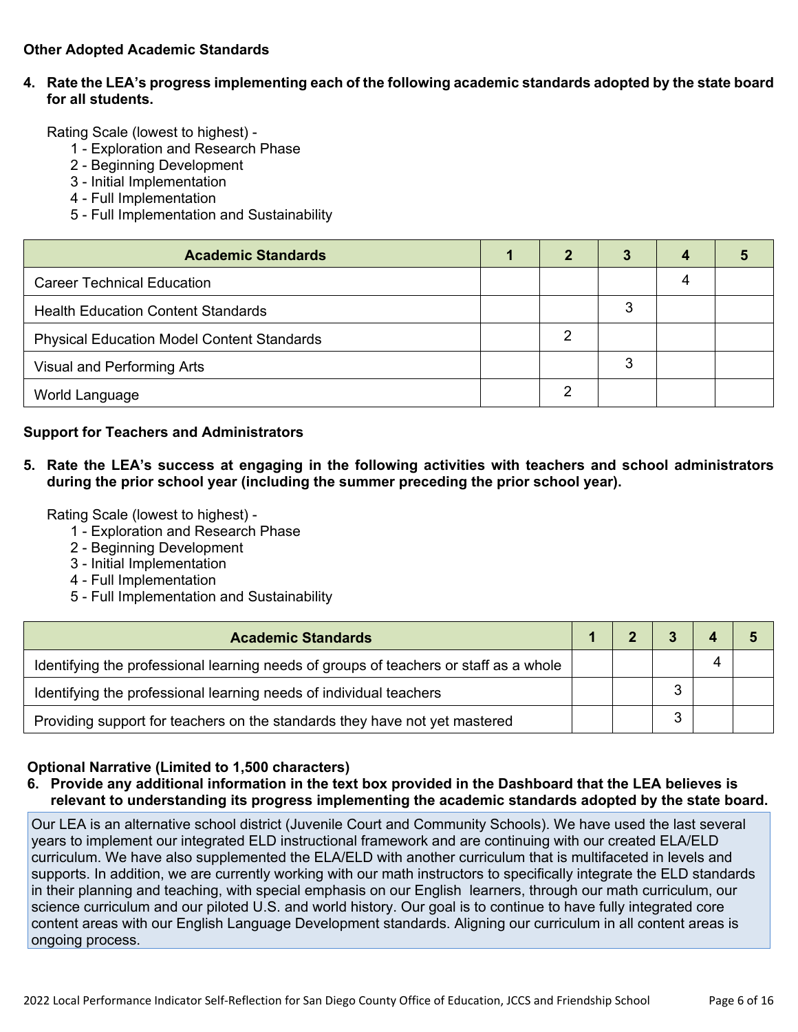**Other Adopted Academic Standards**

**4. Rate the LEA's progress implementing each of the following academic standards adopted by the state board for all students.**

Rating Scale (lowest to highest) -

1 - Exploration and Research Phase
2 - Beginning Development
3 - Initial Implementation
4 - Full Implementation
5 - Full Implementation and Sustainability

| Academic Standards | 1 | 2 | 3 | 4 | 5 |
|---|---|---|---|---|---|
| Career Technical Education | | | | 4 | |
| Health Education Content Standards | | | 3 | | |
| Physical Education Model Content Standards | | 2 | | | |
| Visual and Performing Arts | | | 3 | | |
| World Language | | 2 | | | |

**Support for Teachers and Administrators**

**5. Rate the LEA's success at engaging in the following activities with teachers and school administrators during the prior school year (including the summer preceding the prior school year).**

Rating Scale (lowest to highest) -

1 - Exploration and Research Phase
2 - Beginning Development
3 - Initial Implementation
4 - Full Implementation
5 - Full Implementation and Sustainability

| Academic Standards | 1 | 2 | 3 | 4 | 5 |
|---|---|---|---|---|---|
| Identifying the professional learning needs of groups of teachers or staff as a whole | | | | 4 | |
| Identifying the professional learning needs of individual teachers | | | 3 | | |
| Providing support for teachers on the standards they have not yet mastered | | | 3 | | |

**Optional Narrative (Limited to 1,500 characters)**

**6. Provide any additional information in the text box provided in the Dashboard that the LEA believes is relevant to understanding its progress implementing the academic standards adopted by the state board.**

Our LEA is an alternative school district (Juvenile Court and Community Schools). We have used the last several years to implement our integrated ELD instructional framework and are continuing with our created ELA/ELD curriculum. We have also supplemented the ELA/ELD with another curriculum that is multifaceted in levels and supports. In addition, we are currently working with our math instructors to specifically integrate the ELD standards in their planning and teaching, with special emphasis on our English learners, through our math curriculum, our science curriculum and our piloted U.S. and world history. Our goal is to continue to have fully integrated core content areas with our English Language Development standards. Aligning our curriculum in all content areas is ongoing process.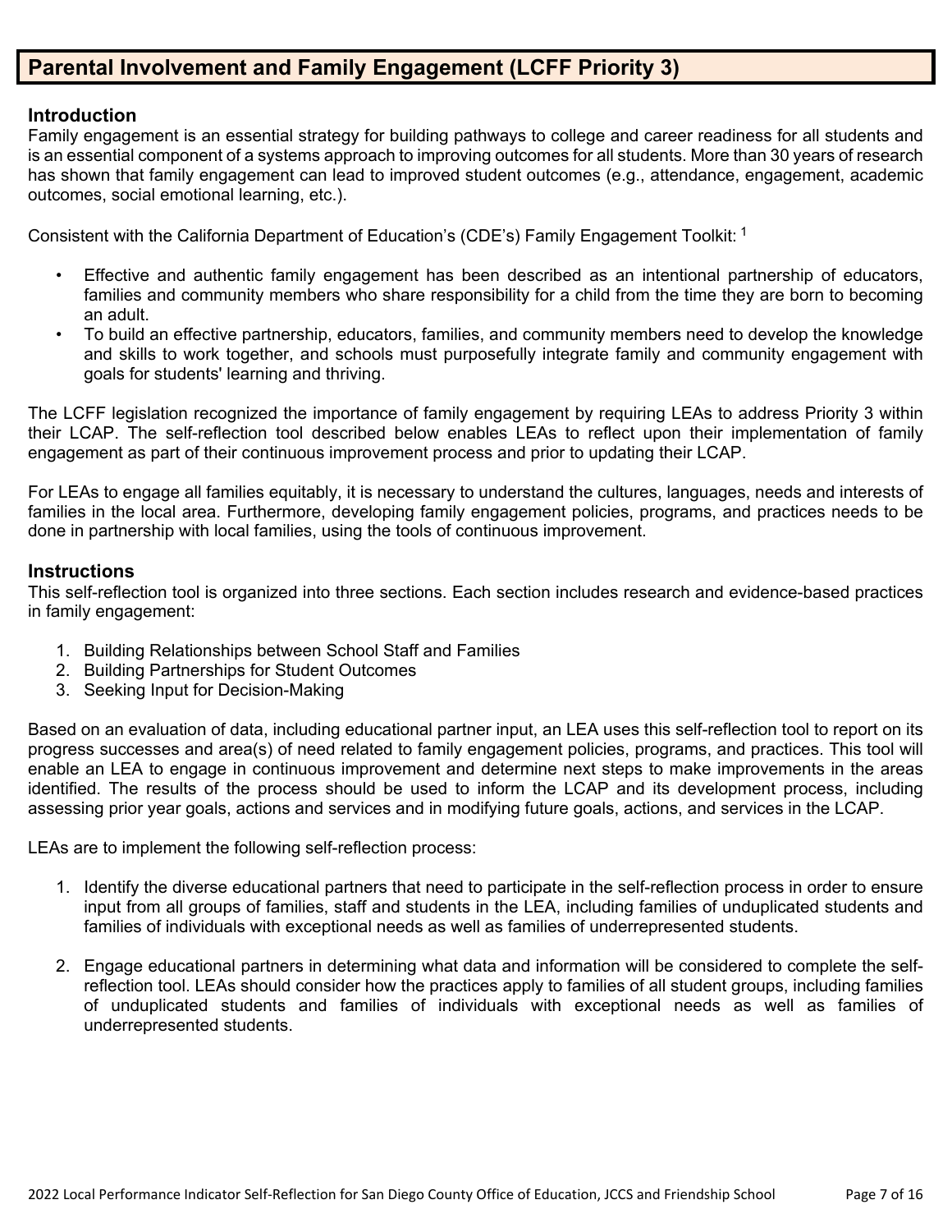# Parental Involvement and Family Engagement (LCFF Priority 3)

## Introduction

Family engagement is an essential strategy for building pathways to college and career readiness for all students and is an essential component of a systems approach to improving outcomes for all students. More than 30 years of research has shown that family engagement can lead to improved student outcomes (e.g., attendance, engagement, academic outcomes, social emotional learning, etc.).

Consistent with the California Department of Education's (CDE's) Family Engagement Toolkit: [1]

- Effective and authentic family engagement has been described as an intentional partnership of educators, families and community members who share responsibility for a child from the time they are born to becoming an adult.
- To build an effective partnership, educators, families, and community members need to develop the knowledge and skills to work together, and schools must purposefully integrate family and community engagement with goals for students' learning and thriving.

The LCFF legislation recognized the importance of family engagement by requiring LEAs to address Priority 3 within their LCAP. The self-reflection tool described below enables LEAs to reflect upon their implementation of family engagement as part of their continuous improvement process and prior to updating their LCAP.

For LEAs to engage all families equitably, it is necessary to understand the cultures, languages, needs and interests of families in the local area. Furthermore, developing family engagement policies, programs, and practices needs to be done in partnership with local families, using the tools of continuous improvement.

## Instructions

This self-reflection tool is organized into three sections. Each section includes research and evidence-based practices in family engagement:

1. Building Relationships between School Staff and Families
2. Building Partnerships for Student Outcomes
3. Seeking Input for Decision-Making

Based on an evaluation of data, including educational partner input, an LEA uses this self-reflection tool to report on its progress successes and area(s) of need related to family engagement policies, programs, and practices. This tool will enable an LEA to engage in continuous improvement and determine next steps to make improvements in the areas identified. The results of the process should be used to inform the LCAP and its development process, including assessing prior year goals, actions and services and in modifying future goals, actions, and services in the LCAP.

LEAs are to implement the following self-reflection process:

1. Identify the diverse educational partners that need to participate in the self-reflection process in order to ensure input from all groups of families, staff and students in the LEA, including families of unduplicated students and families of individuals with exceptional needs as well as families of underrepresented students.

2. Engage educational partners in determining what data and information will be considered to complete the self-reflection tool. LEAs should consider how the practices apply to families of all student groups, including families of unduplicated students and families of individuals with exceptional needs as well as families of underrepresented students.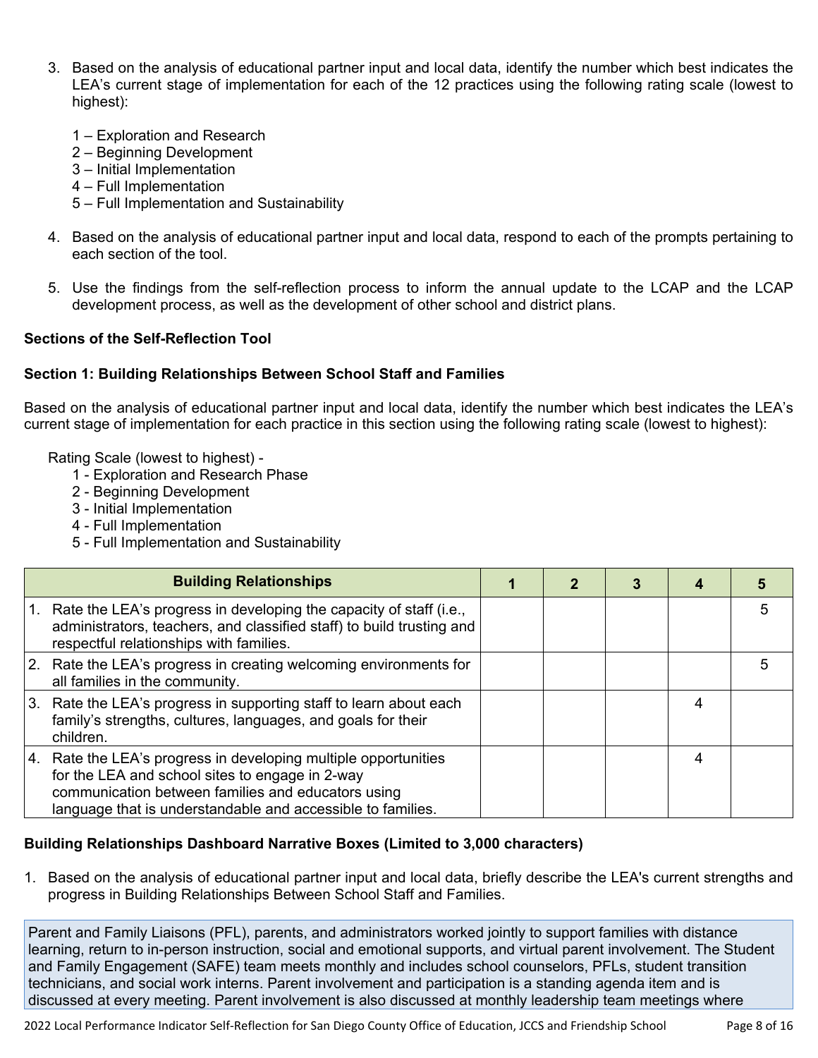3. Based on the analysis of educational partner input and local data, identify the number which best indicates the LEA's current stage of implementation for each of the 12 practices using the following rating scale (lowest to highest):

   1 – Exploration and Research
   2 – Beginning Development
   3 – Initial Implementation
   4 – Full Implementation
   5 – Full Implementation and Sustainability

4. Based on the analysis of educational partner input and local data, respond to each of the prompts pertaining to each section of the tool.

5. Use the findings from the self-reflection process to inform the annual update to the LCAP and the LCAP development process, as well as the development of other school and district plans.

**Sections of the Self-Reflection Tool**

**Section 1: Building Relationships Between School Staff and Families**

Based on the analysis of educational partner input and local data, identify the number which best indicates the LEA's current stage of implementation for each practice in this section using the following rating scale (lowest to highest):

Rating Scale (lowest to highest) -
- 1 - Exploration and Research Phase
- 2 - Beginning Development
- 3 - Initial Implementation
- 4 - Full Implementation
- 5 - Full Implementation and Sustainability

| Building Relationships | 1 | 2 | 3 | 4 | 5 |
|---|---|---|---|---|---|
| 1. Rate the LEA's progress in developing the capacity of staff (i.e., administrators, teachers, and classified staff) to build trusting and respectful relationships with families. | | | | | 5 |
| 2. Rate the LEA's progress in creating welcoming environments for all families in the community. | | | | | 5 |
| 3. Rate the LEA's progress in supporting staff to learn about each family's strengths, cultures, languages, and goals for their children. | | | | 4 | |
| 4. Rate the LEA's progress in developing multiple opportunities for the LEA and school sites to engage in 2-way communication between families and educators using language that is understandable and accessible to families. | | | | 4 | |

**Building Relationships Dashboard Narrative Boxes (Limited to 3,000 characters)**

1. Based on the analysis of educational partner input and local data, briefly describe the LEA's current strengths and progress in Building Relationships Between School Staff and Families.

Parent and Family Liaisons (PFL), parents, and administrators worked jointly to support families with distance learning, return to in-person instruction, social and emotional supports, and virtual parent involvement. The Student and Family Engagement (SAFE) team meets monthly and includes school counselors, PFLs, student transition technicians, and social work interns. Parent involvement and participation is a standing agenda item and is discussed at every meeting. Parent involvement is also discussed at monthly leadership team meetings where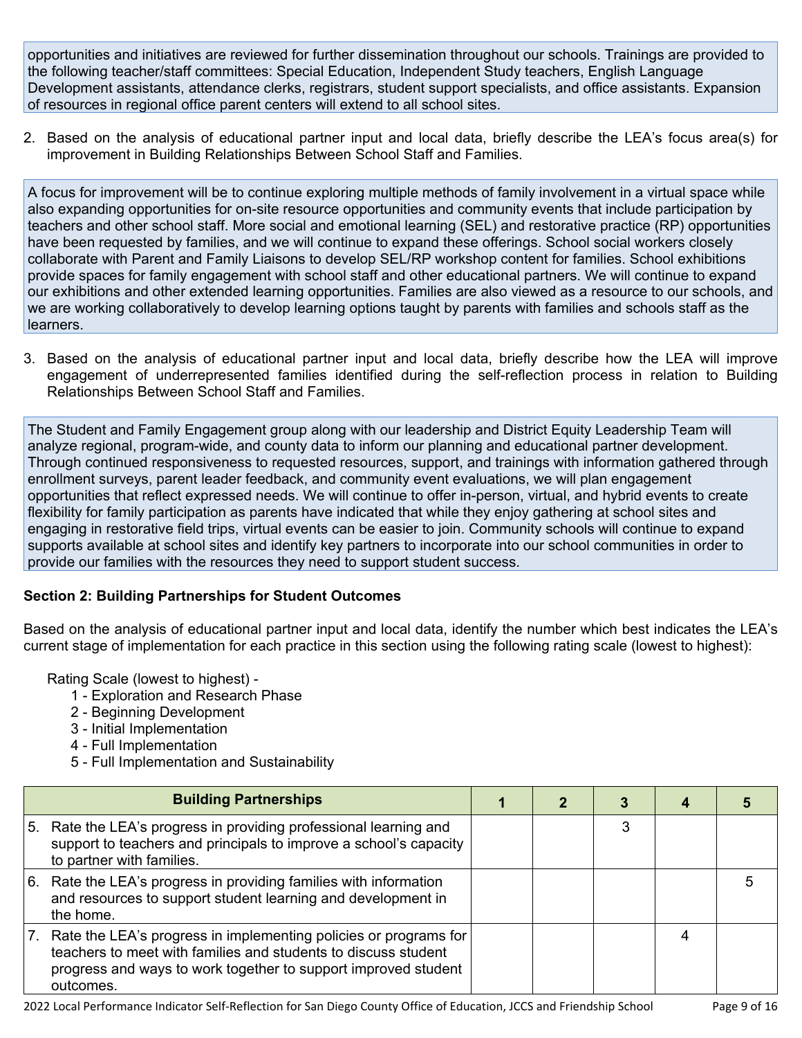opportunities and initiatives are reviewed for further dissemination throughout our schools. Trainings are provided to the following teacher/staff committees: Special Education, Independent Study teachers, English Language Development assistants, attendance clerks, registrars, student support specialists, and office assistants. Expansion of resources in regional office parent centers will extend to all school sites.

2. Based on the analysis of educational partner input and local data, briefly describe the LEA's focus area(s) for improvement in Building Relationships Between School Staff and Families.

A focus for improvement will be to continue exploring multiple methods of family involvement in a virtual space while also expanding opportunities for on-site resource opportunities and community events that include participation by teachers and other school staff. More social and emotional learning (SEL) and restorative practice (RP) opportunities have been requested by families, and we will continue to expand these offerings. School social workers closely collaborate with Parent and Family Liaisons to develop SEL/RP workshop content for families. School exhibitions provide spaces for family engagement with school staff and other educational partners. We will continue to expand our exhibitions and other extended learning opportunities. Families are also viewed as a resource to our schools, and we are working collaboratively to develop learning options taught by parents with families and schools staff as the learners.

3. Based on the analysis of educational partner input and local data, briefly describe how the LEA will improve engagement of underrepresented families identified during the self-reflection process in relation to Building Relationships Between School Staff and Families.

The Student and Family Engagement group along with our leadership and District Equity Leadership Team will analyze regional, program-wide, and county data to inform our planning and educational partner development. Through continued responsiveness to requested resources, support, and trainings with information gathered through enrollment surveys, parent leader feedback, and community event evaluations, we will plan engagement opportunities that reflect expressed needs. We will continue to offer in-person, virtual, and hybrid events to create flexibility for family participation as parents have indicated that while they enjoy gathering at school sites and engaging in restorative field trips, virtual events can be easier to join. Community schools will continue to expand supports available at school sites and identify key partners to incorporate into our school communities in order to provide our families with the resources they need to support student success.

**Section 2: Building Partnerships for Student Outcomes**

Based on the analysis of educational partner input and local data, identify the number which best indicates the LEA's current stage of implementation for each practice in this section using the following rating scale (lowest to highest):

Rating Scale (lowest to highest) -
- 1 - Exploration and Research Phase
- 2 - Beginning Development
- 3 - Initial Implementation
- 4 - Full Implementation
- 5 - Full Implementation and Sustainability

| Building Partnerships | 1 | 2 | 3 | 4 | 5 |
|---|---|---|---|---|---|
| 5. Rate the LEA's progress in providing professional learning and support to teachers and principals to improve a school's capacity to partner with families. | | | 3 | | |
| 6. Rate the LEA's progress in providing families with information and resources to support student learning and development in the home. | | | | | 5 |
| 7. Rate the LEA's progress in implementing policies or programs for teachers to meet with families and students to discuss student progress and ways to work together to support improved student outcomes. | | | | 4 | |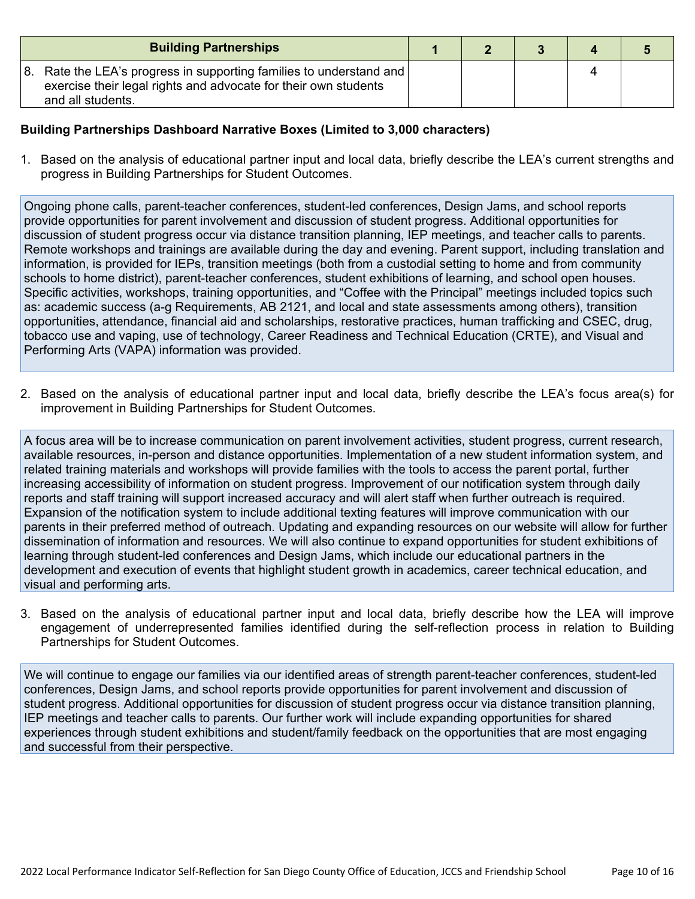| Building Partnerships | 1 | 2 | 3 | 4 | 5 |
|---|---|---|---|---|---|
| 8. Rate the LEA's progress in supporting families to understand and exercise their legal rights and advocate for their own students and all students. | | | | 4 | |

**Building Partnerships Dashboard Narrative Boxes (Limited to 3,000 characters)**

1. Based on the analysis of educational partner input and local data, briefly describe the LEA's current strengths and progress in Building Partnerships for Student Outcomes.

Ongoing phone calls, parent-teacher conferences, student-led conferences, Design Jams, and school reports provide opportunities for parent involvement and discussion of student progress. Additional opportunities for discussion of student progress occur via distance transition planning, IEP meetings, and teacher calls to parents. Remote workshops and trainings are available during the day and evening. Parent support, including translation and information, is provided for IEPs, transition meetings (both from a custodial setting to home and from community schools to home district), parent-teacher conferences, student exhibitions of learning, and school open houses. Specific activities, workshops, training opportunities, and "Coffee with the Principal" meetings included topics such as: academic success (a-g Requirements, AB 2121, and local and state assessments among others), transition opportunities, attendance, financial aid and scholarships, restorative practices, human trafficking and CSEC, drug, tobacco use and vaping, use of technology, Career Readiness and Technical Education (CRTE), and Visual and Performing Arts (VAPA) information was provided.

2. Based on the analysis of educational partner input and local data, briefly describe the LEA's focus area(s) for improvement in Building Partnerships for Student Outcomes.

A focus area will be to increase communication on parent involvement activities, student progress, current research, available resources, in-person and distance opportunities. Implementation of a new student information system, and related training materials and workshops will provide families with the tools to access the parent portal, further increasing accessibility of information on student progress. Improvement of our notification system through daily reports and staff training will support increased accuracy and will alert staff when further outreach is required. Expansion of the notification system to include additional texting features will improve communication with our parents in their preferred method of outreach. Updating and expanding resources on our website will allow for further dissemination of information and resources. We will also continue to expand opportunities for student exhibitions of learning through student-led conferences and Design Jams, which include our educational partners in the development and execution of events that highlight student growth in academics, career technical education, and visual and performing arts.

3. Based on the analysis of educational partner input and local data, briefly describe how the LEA will improve engagement of underrepresented families identified during the self-reflection process in relation to Building Partnerships for Student Outcomes.

We will continue to engage our families via our identified areas of strength parent-teacher conferences, student-led conferences, Design Jams, and school reports provide opportunities for parent involvement and discussion of student progress. Additional opportunities for discussion of student progress occur via distance transition planning, IEP meetings and teacher calls to parents. Our further work will include expanding opportunities for shared experiences through student exhibitions and student/family feedback on the opportunities that are most engaging and successful from their perspective.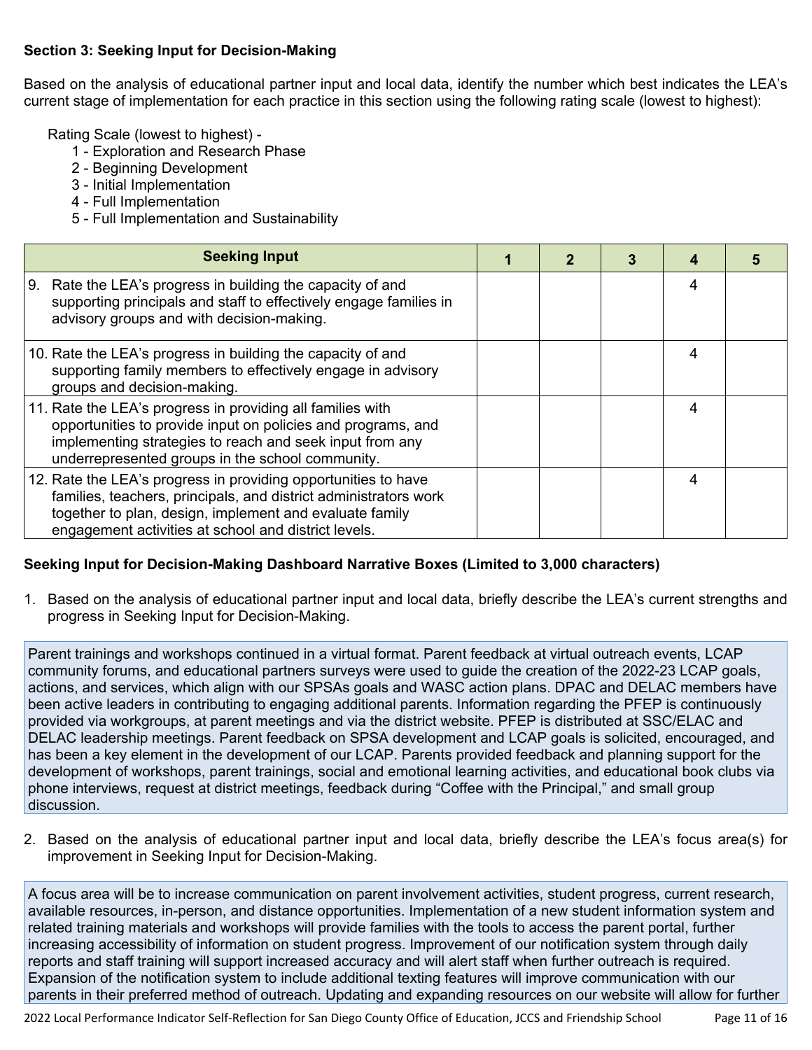**Section 3: Seeking Input for Decision-Making**

Based on the analysis of educational partner input and local data, identify the number which best indicates the LEA's current stage of implementation for each practice in this section using the following rating scale (lowest to highest):

Rating Scale (lowest to highest) -
1 - Exploration and Research Phase
2 - Beginning Development
3 - Initial Implementation
4 - Full Implementation
5 - Full Implementation and Sustainability

| Seeking Input | 1 | 2 | 3 | 4 | 5 |
|---|---|---|---|---|---|
| 9. Rate the LEA's progress in building the capacity of and supporting principals and staff to effectively engage families in advisory groups and with decision-making. | | | | 4 | |
| 10. Rate the LEA's progress in building the capacity of and supporting family members to effectively engage in advisory groups and decision-making. | | | | 4 | |
| 11. Rate the LEA's progress in providing all families with opportunities to provide input on policies and programs, and implementing strategies to reach and seek input from any underrepresented groups in the school community. | | | | 4 | |
| 12. Rate the LEA's progress in providing opportunities to have families, teachers, principals, and district administrators work together to plan, design, implement and evaluate family engagement activities at school and district levels. | | | | 4 | |

**Seeking Input for Decision-Making Dashboard Narrative Boxes (Limited to 3,000 characters)**

1. Based on the analysis of educational partner input and local data, briefly describe the LEA's current strengths and progress in Seeking Input for Decision-Making.

Parent trainings and workshops continued in a virtual format. Parent feedback at virtual outreach events, LCAP community forums, and educational partners surveys were used to guide the creation of the 2022-23 LCAP goals, actions, and services, which align with our SPSAs goals and WASC action plans. DPAC and DELAC members have been active leaders in contributing to engaging additional parents. Information regarding the PFEP is continuously provided via workgroups, at parent meetings and via the district website. PFEP is distributed at SSC/ELAC and DELAC leadership meetings. Parent feedback on SPSA development and LCAP goals is solicited, encouraged, and has been a key element in the development of our LCAP. Parents provided feedback and planning support for the development of workshops, parent trainings, social and emotional learning activities, and educational book clubs via phone interviews, request at district meetings, feedback during "Coffee with the Principal," and small group discussion.

2. Based on the analysis of educational partner input and local data, briefly describe the LEA's focus area(s) for improvement in Seeking Input for Decision-Making.

A focus area will be to increase communication on parent involvement activities, student progress, current research, available resources, in-person, and distance opportunities. Implementation of a new student information system and related training materials and workshops will provide families with the tools to access the parent portal, further increasing accessibility of information on student progress. Improvement of our notification system through daily reports and staff training will support increased accuracy and will alert staff when further outreach is required. Expansion of the notification system to include additional texting features will improve communication with our parents in their preferred method of outreach. Updating and expanding resources on our website will allow for further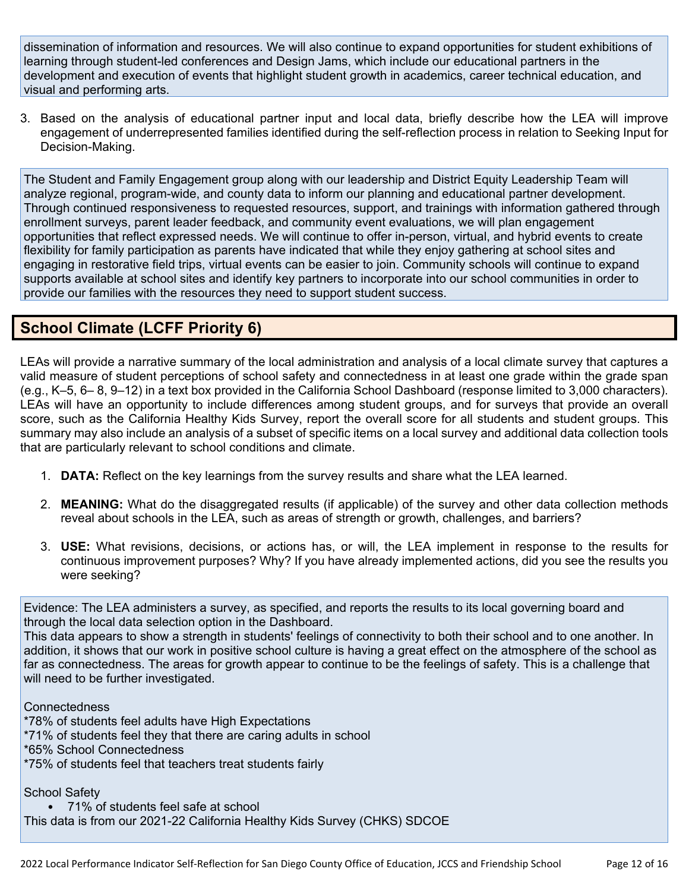dissemination of information and resources. We will also continue to expand opportunities for student exhibitions of learning through student-led conferences and Design Jams, which include our educational partners in the development and execution of events that highlight student growth in academics, career technical education, and visual and performing arts.

3. Based on the analysis of educational partner input and local data, briefly describe how the LEA will improve engagement of underrepresented families identified during the self-reflection process in relation to Seeking Input for Decision-Making.

The Student and Family Engagement group along with our leadership and District Equity Leadership Team will analyze regional, program-wide, and county data to inform our planning and educational partner development. Through continued responsiveness to requested resources, support, and trainings with information gathered through enrollment surveys, parent leader feedback, and community event evaluations, we will plan engagement opportunities that reflect expressed needs. We will continue to offer in-person, virtual, and hybrid events to create flexibility for family participation as parents have indicated that while they enjoy gathering at school sites and engaging in restorative field trips, virtual events can be easier to join. Community schools will continue to expand supports available at school sites and identify key partners to incorporate into our school communities in order to provide our families with the resources they need to support student success.

## School Climate (LCFF Priority 6)

LEAs will provide a narrative summary of the local administration and analysis of a local climate survey that captures a valid measure of student perceptions of school safety and connectedness in at least one grade within the grade span (e.g., K–5, 6– 8, 9–12) in a text box provided in the California School Dashboard (response limited to 3,000 characters). LEAs will have an opportunity to include differences among student groups, and for surveys that provide an overall score, such as the California Healthy Kids Survey, report the overall score for all students and student groups. This summary may also include an analysis of a subset of specific items on a local survey and additional data collection tools that are particularly relevant to school conditions and climate.

1. **DATA:** Reflect on the key learnings from the survey results and share what the LEA learned.
2. **MEANING:** What do the disaggregated results (if applicable) of the survey and other data collection methods reveal about schools in the LEA, such as areas of strength or growth, challenges, and barriers?
3. **USE:** What revisions, decisions, or actions has, or will, the LEA implement in response to the results for continuous improvement purposes? Why? If you have already implemented actions, did you see the results you were seeking?

Evidence: The LEA administers a survey, as specified, and reports the results to its local governing board and through the local data selection option in the Dashboard.
This data appears to show a strength in students' feelings of connectivity to both their school and to one another. In addition, it shows that our work in positive school culture is having a great effect on the atmosphere of the school as far as connectedness. The areas for growth appear to continue to be the feelings of safety. This is a challenge that will need to be further investigated.

Connectedness
*78% of students feel adults have High Expectations
*71% of students feel they that there are caring adults in school
*65% School Connectedness
*75% of students feel that teachers treat students fairly

School Safety
- 71% of students feel safe at school

This data is from our 2021-22 California Healthy Kids Survey (CHKS) SDCOE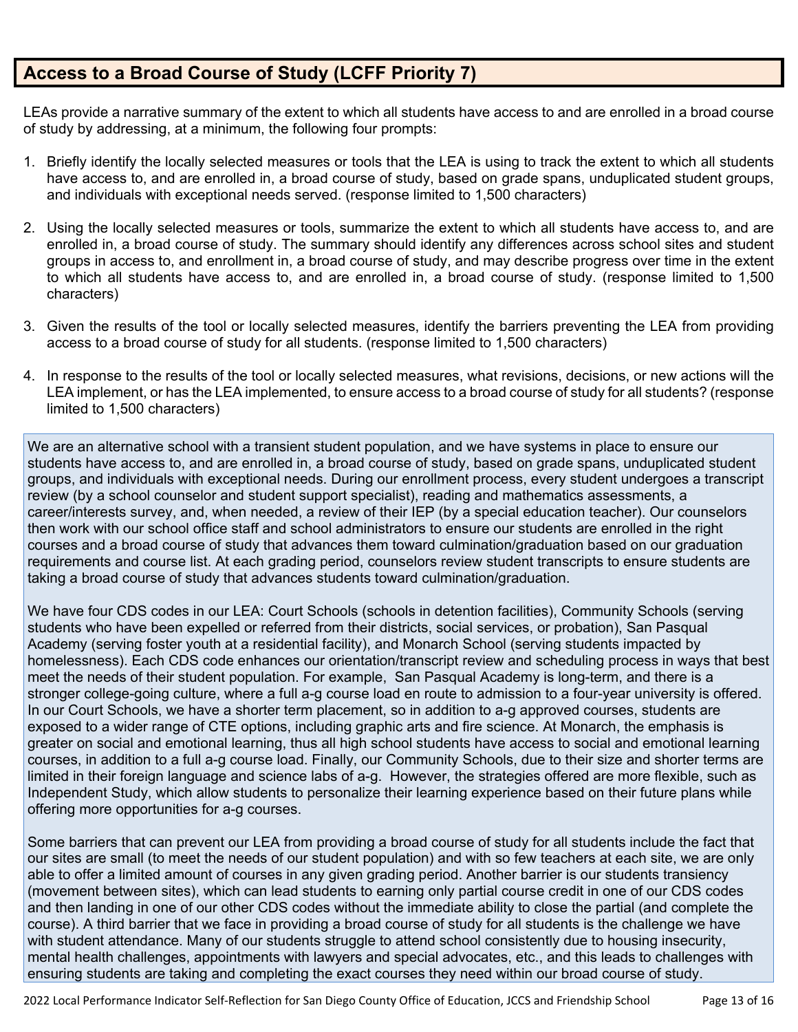## Access to a Broad Course of Study (LCFF Priority 7)

LEAs provide a narrative summary of the extent to which all students have access to and are enrolled in a broad course of study by addressing, at a minimum, the following four prompts:

1. Briefly identify the locally selected measures or tools that the LEA is using to track the extent to which all students have access to, and are enrolled in, a broad course of study, based on grade spans, unduplicated student groups, and individuals with exceptional needs served. (response limited to 1,500 characters)
2. Using the locally selected measures or tools, summarize the extent to which all students have access to, and are enrolled in, a broad course of study. The summary should identify any differences across school sites and student groups in access to, and enrollment in, a broad course of study, and may describe progress over time in the extent to which all students have access to, and are enrolled in, a broad course of study. (response limited to 1,500 characters)
3. Given the results of the tool or locally selected measures, identify the barriers preventing the LEA from providing access to a broad course of study for all students. (response limited to 1,500 characters)
4. In response to the results of the tool or locally selected measures, what revisions, decisions, or new actions will the LEA implement, or has the LEA implemented, to ensure access to a broad course of study for all students? (response limited to 1,500 characters)

We are an alternative school with a transient student population, and we have systems in place to ensure our students have access to, and are enrolled in, a broad course of study, based on grade spans, unduplicated student groups, and individuals with exceptional needs. During our enrollment process, every student undergoes a transcript review (by a school counselor and student support specialist), reading and mathematics assessments, a career/interests survey, and, when needed, a review of their IEP (by a special education teacher). Our counselors then work with our school office staff and school administrators to ensure our students are enrolled in the right courses and a broad course of study that advances them toward culmination/graduation based on our graduation requirements and course list. At each grading period, counselors review student transcripts to ensure students are taking a broad course of study that advances students toward culmination/graduation.

We have four CDS codes in our LEA: Court Schools (schools in detention facilities), Community Schools (serving students who have been expelled or referred from their districts, social services, or probation), San Pasqual Academy (serving foster youth at a residential facility), and Monarch School (serving students impacted by homelessness). Each CDS code enhances our orientation/transcript review and scheduling process in ways that best meet the needs of their student population. For example, San Pasqual Academy is long-term, and there is a stronger college-going culture, where a full a-g course load en route to admission to a four-year university is offered. In our Court Schools, we have a shorter term placement, so in addition to a-g approved courses, students are exposed to a wider range of CTE options, including graphic arts and fire science. At Monarch, the emphasis is greater on social and emotional learning, thus all high school students have access to social and emotional learning courses, in addition to a full a-g course load. Finally, our Community Schools, due to their size and shorter terms are limited in their foreign language and science labs of a-g. However, the strategies offered are more flexible, such as Independent Study, which allow students to personalize their learning experience based on their future plans while offering more opportunities for a-g courses.

Some barriers that can prevent our LEA from providing a broad course of study for all students include the fact that our sites are small (to meet the needs of our student population) and with so few teachers at each site, we are only able to offer a limited amount of courses in any given grading period. Another barrier is our students transiency (movement between sites), which can lead students to earning only partial course credit in one of our CDS codes and then landing in one of our other CDS codes without the immediate ability to close the partial (and complete the course). A third barrier that we face in providing a broad course of study for all students is the challenge we have with student attendance. Many of our students struggle to attend school consistently due to housing insecurity, mental health challenges, appointments with lawyers and special advocates, etc., and this leads to challenges with ensuring students are taking and completing the exact courses they need within our broad course of study.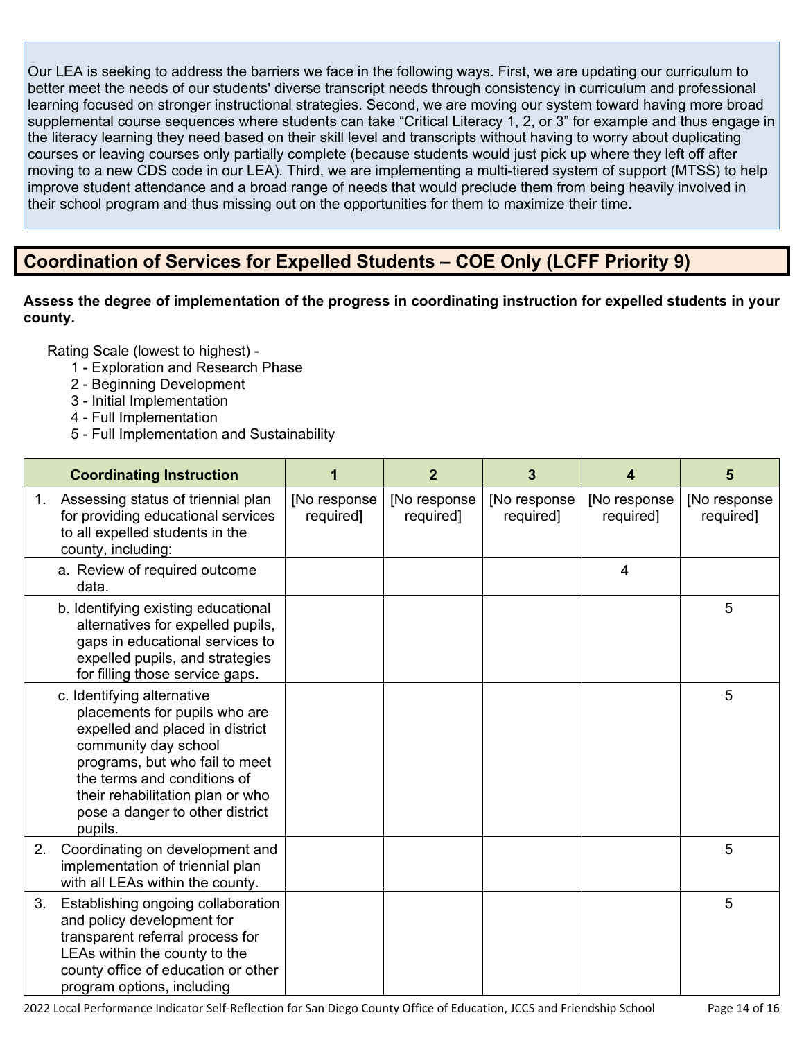Our LEA is seeking to address the barriers we face in the following ways. First, we are updating our curriculum to better meet the needs of our students' diverse transcript needs through consistency in curriculum and professional learning focused on stronger instructional strategies. Second, we are moving our system toward having more broad supplemental course sequences where students can take "Critical Literacy 1, 2, or 3" for example and thus engage in the literacy learning they need based on their skill level and transcripts without having to worry about duplicating courses or leaving courses only partially complete (because students would just pick up where they left off after moving to a new CDS code in our LEA). Third, we are implementing a multi-tiered system of support (MTSS) to help improve student attendance and a broad range of needs that would preclude them from being heavily involved in their school program and thus missing out on the opportunities for them to maximize their time.

## Coordination of Services for Expelled Students – COE Only (LCFF Priority 9)

**Assess the degree of implementation of the progress in coordinating instruction for expelled students in your county.**

Rating Scale (lowest to highest) -

1 - Exploration and Research Phase
2 - Beginning Development
3 - Initial Implementation
4 - Full Implementation
5 - Full Implementation and Sustainability

| Coordinating Instruction | 1 | 2 | 3 | 4 | 5 |
|---|---|---|---|---|---|
| 1. Assessing status of triennial plan for providing educational services to all expelled students in the county, including: | [No response required] | [No response required] | [No response required] | [No response required] | [No response required] |
| a. Review of required outcome data. | | | | 4 | |
| b. Identifying existing educational alternatives for expelled pupils, gaps in educational services to expelled pupils, and strategies for filling those service gaps. | | | | | 5 |
| c. Identifying alternative placements for pupils who are expelled and placed in district community day school programs, but who fail to meet the terms and conditions of their rehabilitation plan or who pose a danger to other district pupils. | | | | | 5 |
| 2. Coordinating on development and implementation of triennial plan with all LEAs within the county. | | | | | 5 |
| 3. Establishing ongoing collaboration and policy development for transparent referral process for LEAs within the county to the county office of education or other program options, including | | | | | 5 |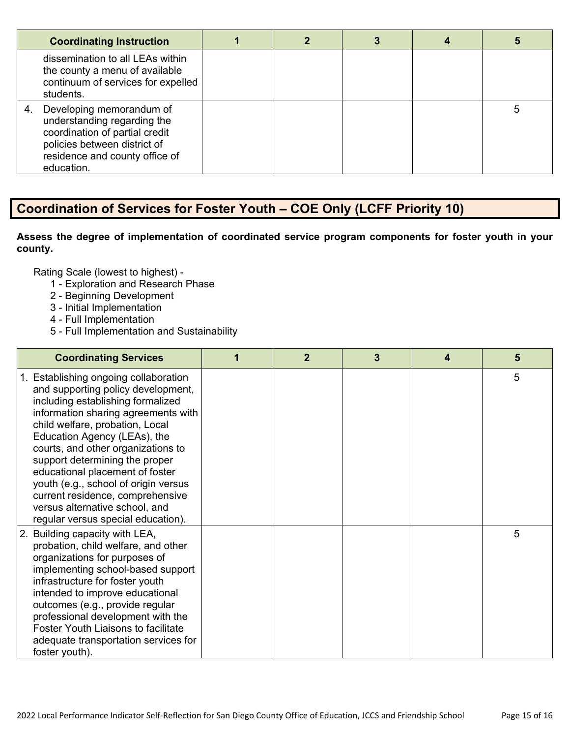| Coordinating Instruction | 1 | 2 | 3 | 4 | 5 |
|---|---|---|---|---|---|
| dissemination to all LEAs within the county a menu of available continuum of services for expelled students. | | | | | |
| 4. Developing memorandum of understanding regarding the coordination of partial credit policies between district of residence and county office of education. | | | | | 5 |

## Coordination of Services for Foster Youth – COE Only (LCFF Priority 10)

**Assess the degree of implementation of coordinated service program components for foster youth in your county.**

Rating Scale (lowest to highest) -

1 - Exploration and Research Phase
2 - Beginning Development
3 - Initial Implementation
4 - Full Implementation
5 - Full Implementation and Sustainability

| Coordinating Services | 1 | 2 | 3 | 4 | 5 |
|---|---|---|---|---|---|
| 1. Establishing ongoing collaboration and supporting policy development, including establishing formalized information sharing agreements with child welfare, probation, Local Education Agency (LEAs), the courts, and other organizations to support determining the proper educational placement of foster youth (e.g., school of origin versus current residence, comprehensive versus alternative school, and regular versus special education). | | | | | 5 |
| 2. Building capacity with LEA, probation, child welfare, and other organizations for purposes of implementing school-based support infrastructure for foster youth intended to improve educational outcomes (e.g., provide regular professional development with the Foster Youth Liaisons to facilitate adequate transportation services for foster youth). | | | | | 5 |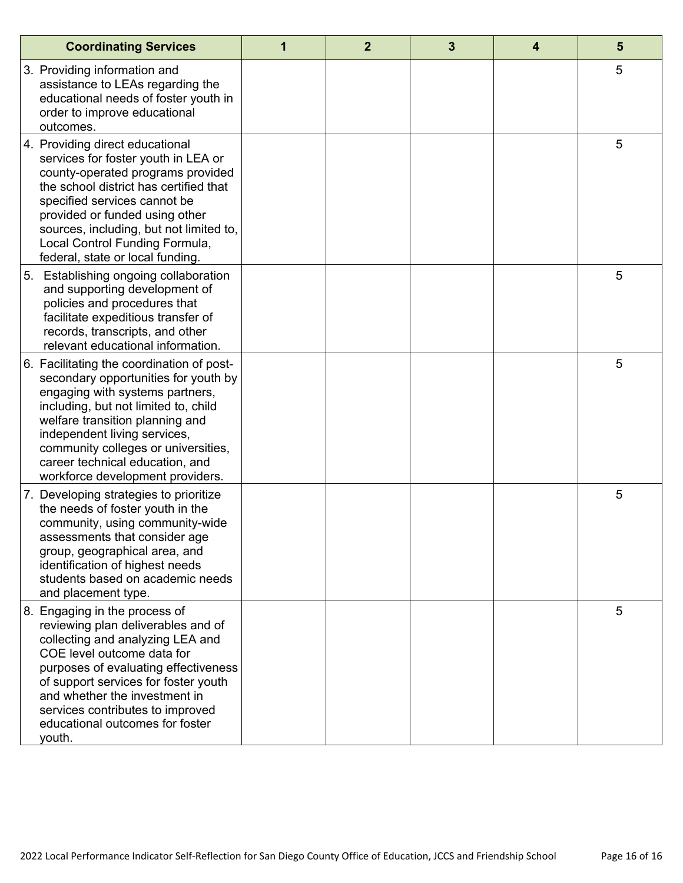| Coordinating Services | 1 | 2 | 3 | 4 | 5 |
|---|---|---|---|---|---|
| 3. Providing information and assistance to LEAs regarding the educational needs of foster youth in order to improve educational outcomes. | | | | | 5 |
| 4. Providing direct educational services for foster youth in LEA or county-operated programs provided the school district has certified that specified services cannot be provided or funded using other sources, including, but not limited to, Local Control Funding Formula, federal, state or local funding. | | | | | 5 |
| 5. Establishing ongoing collaboration and supporting development of policies and procedures that facilitate expeditious transfer of records, transcripts, and other relevant educational information. | | | | | 5 |
| 6. Facilitating the coordination of post-secondary opportunities for youth by engaging with systems partners, including, but not limited to, child welfare transition planning and independent living services, community colleges or universities, career technical education, and workforce development providers. | | | | | 5 |
| 7. Developing strategies to prioritize the needs of foster youth in the community, using community-wide assessments that consider age group, geographical area, and identification of highest needs students based on academic needs and placement type. | | | | | 5 |
| 8. Engaging in the process of reviewing plan deliverables and of collecting and analyzing LEA and COE level outcome data for purposes of evaluating effectiveness of support services for foster youth and whether the investment in services contributes to improved educational outcomes for foster youth. | | | | | 5 |